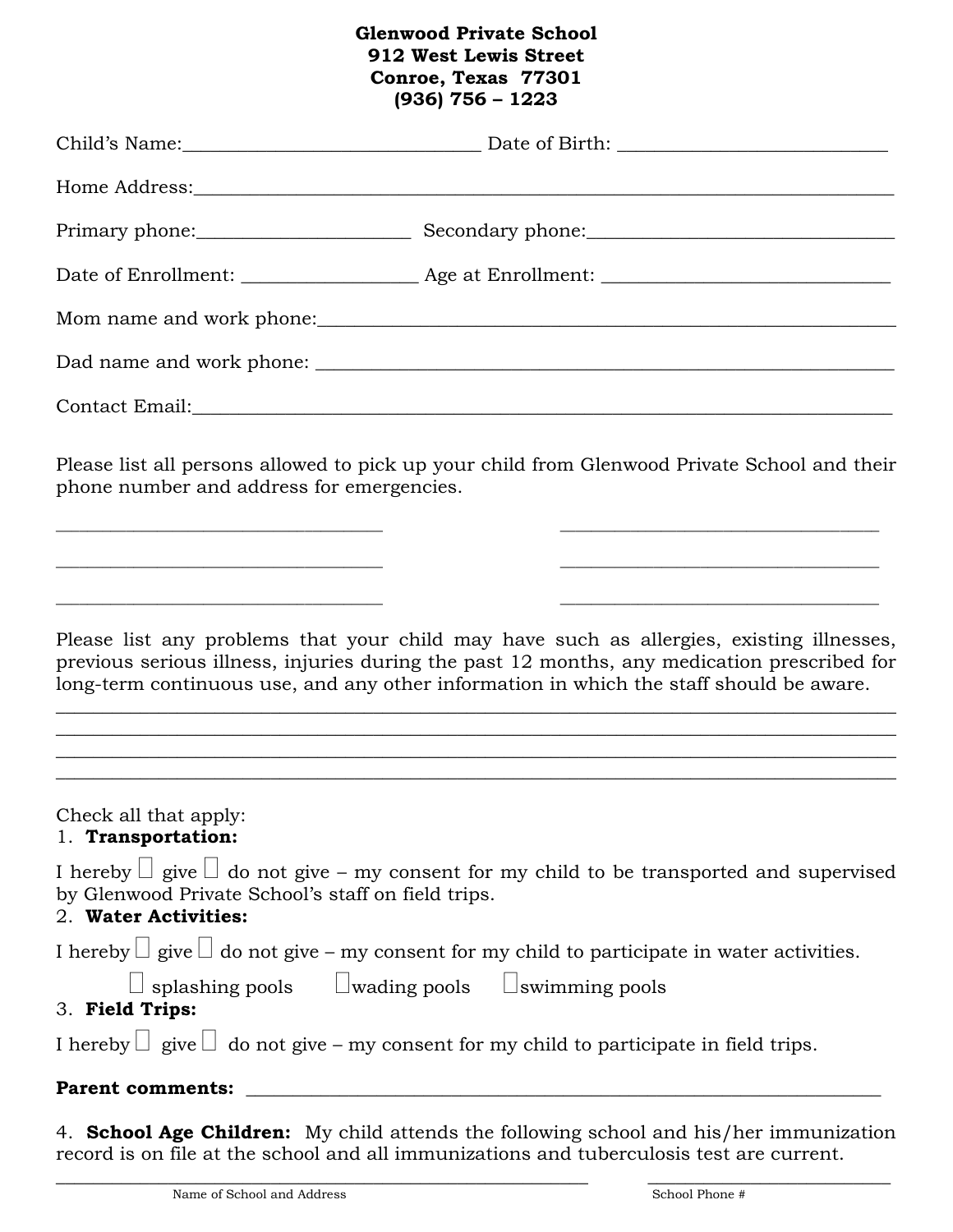**Glenwood Private School**
**912 West Lewis Street**
**Conroe, Texas 77301**
**(936) 756 – 1223**

Child's Name:______________________________ Date of Birth: ___________________________

Home Address:__________________________________________________________________________

Primary phone:______________________ Secondary phone:________________________________

Date of Enrollment: _________________ Age at Enrollment: _____________________________

Mom name and work phone:_______________________________________________________________

Dad name and work phone: _______________________________________________________________

Contact Email:_________________________________________________________________________

Please list all persons allowed to pick up your child from Glenwood Private School and their phone number and address for emergencies.

_________________________________ _________________________________

_________________________________ _________________________________

_________________________________ _________________________________

Please list any problems that your child may have such as allergies, existing illnesses, previous serious illness, injuries during the past 12 months, any medication prescribed for long-term continuous use, and any other information in which the staff should be aware.

_____________________________________________________________________________________
_____________________________________________________________________________________
_____________________________________________________________________________________
_____________________________________________________________________________________

Check all that apply:

1. **Transportation:**

I hereby ☐ give ☐ do not give – my consent for my child to be transported and supervised by Glenwood Private School's staff on field trips.

2. **Water Activities:**

I hereby ☐ give ☐ do not give – my consent for my child to participate in water activities.

☐ splashing pools ☐ wading pools ☐ swimming pools

3. **Field Trips:**

I hereby ☐ give ☐ do not give – my consent for my child to participate in field trips.

**Parent comments:** ____________________________________________________________________

4. **School Age Children:** My child attends the following school and his/her immunization record is on file at the school and all immunizations and tuberculosis test are current.

_____________________________________________________ _________________________
Name of School and Address School Phone #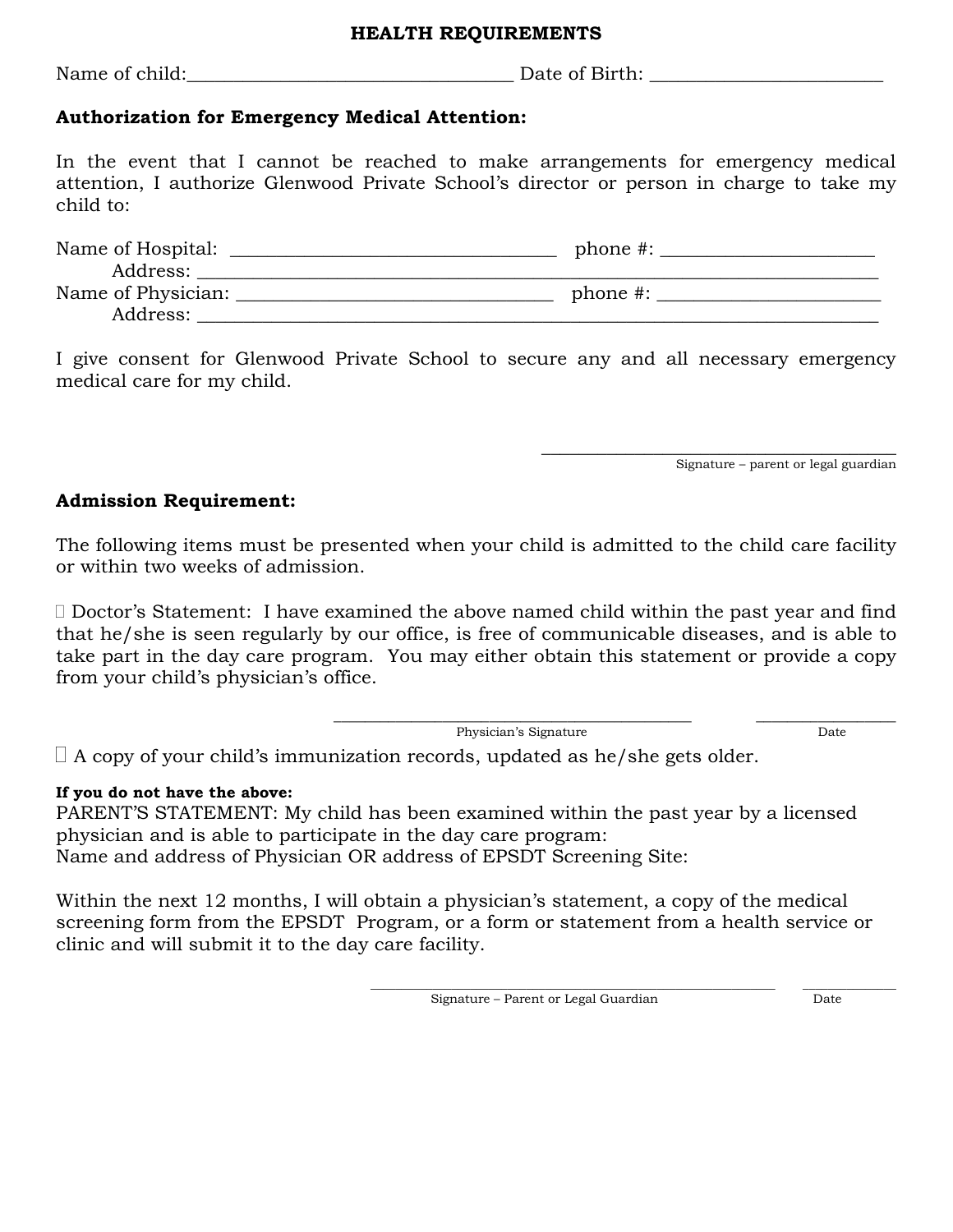# HEALTH REQUIREMENTS

Name of child:_________________________________ Date of Birth: ________________________

**Authorization for Emergency Medical Attention:**

In the event that I cannot be reached to make arrangements for emergency medical attention, I authorize Glenwood Private School's director or person in charge to take my child to:

Name of Hospital: _________________________________ phone #: ______________________
Address: ___________________________________________________________________________
Name of Physician: ________________________________ phone #: _______________________
Address: ___________________________________________________________________________

I give consent for Glenwood Private School to secure any and all necessary emergency medical care for my child.

________________________________________
Signature – parent or legal guardian

**Admission Requirement:**

The following items must be presented when your child is admitted to the child care facility or within two weeks of admission.

☐ Doctor's Statement: I have examined the above named child within the past year and find that he/she is seen regularly by our office, is free of communicable diseases, and is able to take part in the day care program. You may either obtain this statement or provide a copy from your child's physician's office.

________________________________________ ________________
Physician's Signature Date

☐ A copy of your child's immunization records, updated as he/she gets older.

**If you do not have the above:**
PARENT'S STATEMENT: My child has been examined within the past year by a licensed physician and is able to participate in the day care program:
Name and address of Physician OR address of EPSDT Screening Site:

Within the next 12 months, I will obtain a physician's statement, a copy of the medical screening form from the EPSDT Program, or a form or statement from a health service or clinic and will submit it to the day care facility.

_____________________________________________ ____________
Signature – Parent or Legal Guardian Date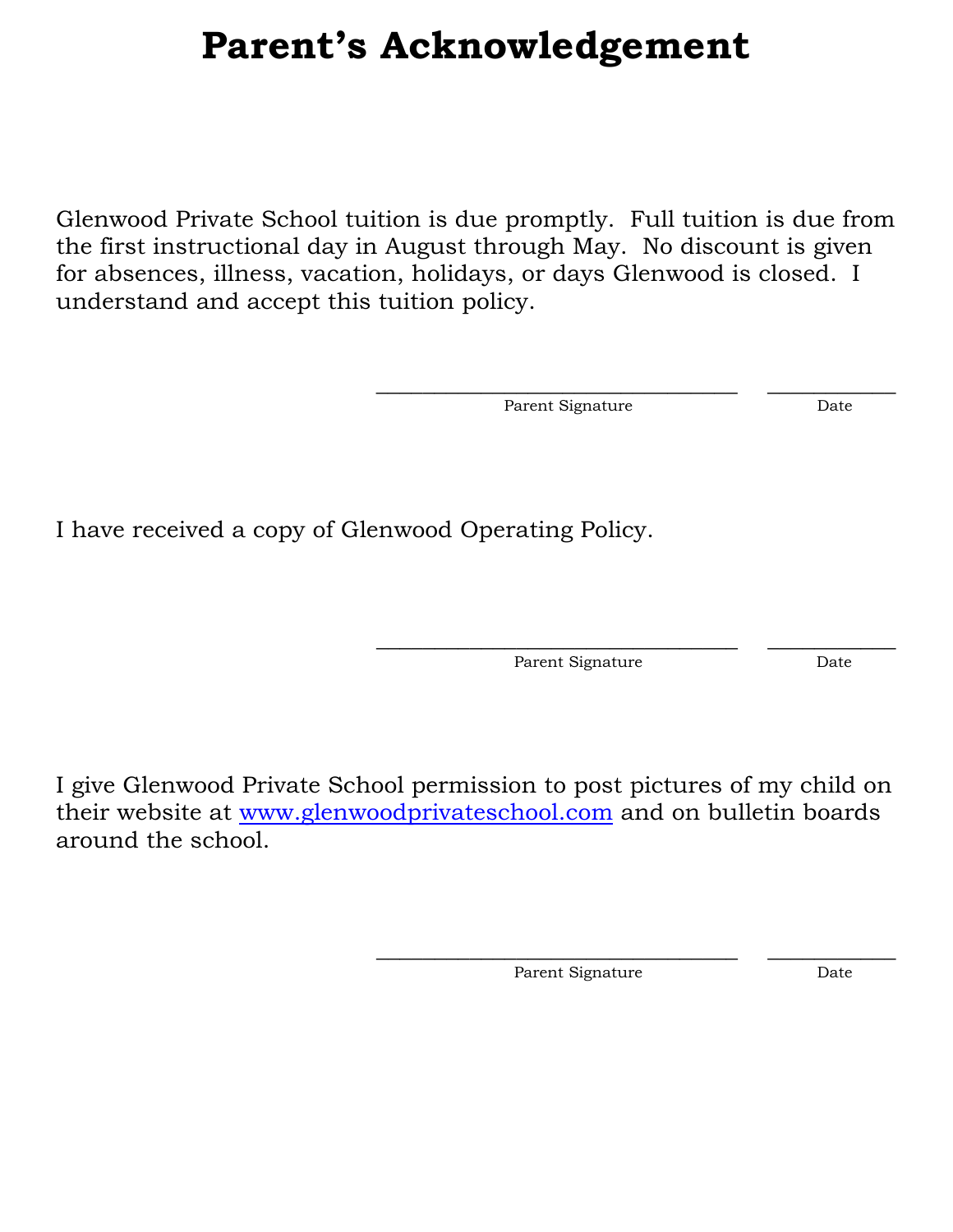# Parent's Acknowledgement

Glenwood Private School tuition is due promptly. Full tuition is due from the first instructional day in August through May. No discount is given for absences, illness, vacation, holidays, or days Glenwood is closed. I understand and accept this tuition policy.

\_\_\_\_\_\_\_\_\_\_\_\_\_\_\_\_\_\_\_\_\_\_\_\_\_\_\_\_\_\_\_\_\_\_ \_\_\_\_\_\_\_\_\_\_\_\_
Parent Signature Date

I have received a copy of Glenwood Operating Policy.

\_\_\_\_\_\_\_\_\_\_\_\_\_\_\_\_\_\_\_\_\_\_\_\_\_\_\_\_\_\_\_\_\_\_ \_\_\_\_\_\_\_\_\_\_\_\_
Parent Signature Date

I give Glenwood Private School permission to post pictures of my child on their website at [www.glenwoodprivateschool.com](http://www.glenwoodprivateschool.com) and on bulletin boards around the school.

\_\_\_\_\_\_\_\_\_\_\_\_\_\_\_\_\_\_\_\_\_\_\_\_\_\_\_\_\_\_\_\_\_\_ \_\_\_\_\_\_\_\_\_\_\_\_
Parent Signature Date